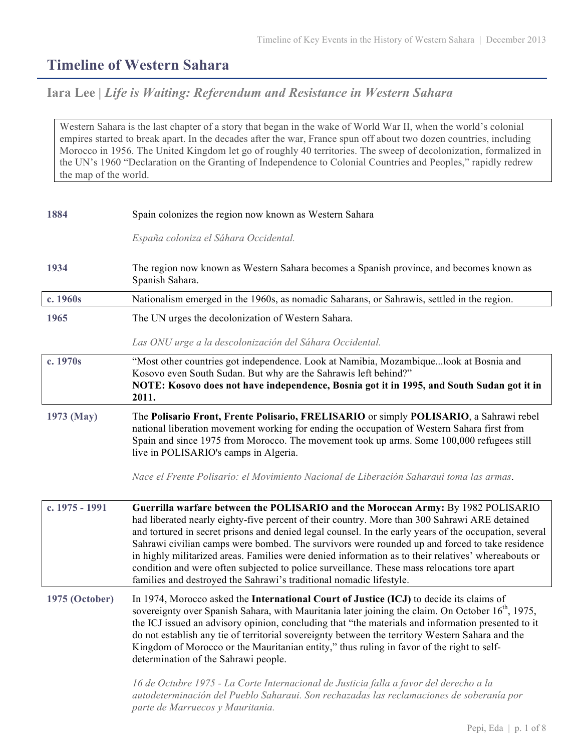# Timeline of Western Sahara

## Iara Lee | *Life is Waiting: Referendum and Resistance in Western Sahara*

Western Sahara is the last chapter of a story that began in the wake of World War II, when the world's colonial empires started to break apart. In the decades after the war, France spun off about two dozen countries, including Morocco in 1956. The United Kingdom let go of roughly 40 territories. The sweep of decolonization, formalized in the UN's 1960 "Declaration on the Granting of Independence to Colonial Countries and Peoples," rapidly redrew the map of the world.

| | |
|---|---|
| **1884** | Spain colonizes the region now known as Western Sahara<br><br>*España coloniza el Sáhara Occidental.* |
| **1934** | The region now known as Western Sahara becomes a Spanish province, and becomes known as Spanish Sahara. |
| **c. 1960s** | Nationalism emerged in the 1960s, as nomadic Saharans, or Sahrawis, settled in the region. |
| **1965** | The UN urges the decolonization of Western Sahara.<br><br>*Las ONU urge a la descolonización del Sáhara Occidental.* |
| **c. 1970s** | "Most other countries got independence. Look at Namibia, Mozambique...look at Bosnia and Kosovo even South Sudan. But why are the Sahrawis left behind?"<br>**NOTE: Kosovo does not have independence, Bosnia got it in 1995, and South Sudan got it in 2011.** |
| **1973 (May)** | The **Polisario Front, Frente Polisario, FRELISARIO** or simply **POLISARIO**, a Sahrawi rebel national liberation movement working for ending the occupation of Western Sahara first from Spain and since 1975 from Morocco. The movement took up arms. Some 100,000 refugees still live in POLISARIO's camps in Algeria.<br><br>*Nace el Frente Polisario: el Movimiento Nacional de Liberación Saharaui toma las armas*. |
| **c. 1975 - 1991** | **Guerrilla warfare between the POLISARIO and the Moroccan Army:** By 1982 POLISARIO had liberated nearly eighty-five percent of their country. More than 300 Sahrawi ARE detained and tortured in secret prisons and denied legal counsel. In the early years of the occupation, several Sahrawi civilian camps were bombed. The survivors were rounded up and forced to take residence in highly militarized areas. Families were denied information as to their relatives' whereabouts or condition and were often subjected to police surveillance. These mass relocations tore apart families and destroyed the Sahrawi's traditional nomadic lifestyle. |
| **1975 (October)** | In 1974, Morocco asked the **International Court of Justice (ICJ)** to decide its claims of sovereignty over Spanish Sahara, with Mauritania later joining the claim. On October 16th, 1975, the ICJ issued an advisory opinion, concluding that "the materials and information presented to it do not establish any tie of territorial sovereignty between the territory Western Sahara and the Kingdom of Morocco or the Mauritanian entity," thus ruling in favor of the right to self-determination of the Sahrawi people.<br><br>*16 de Octubre 1975 - La Corte Internacional de Justicia falla a favor del derecho a la autodeterminación del Pueblo Saharaui. Son rechazadas las reclamaciones de soberanía por parte de Marruecos y Mauritania.* |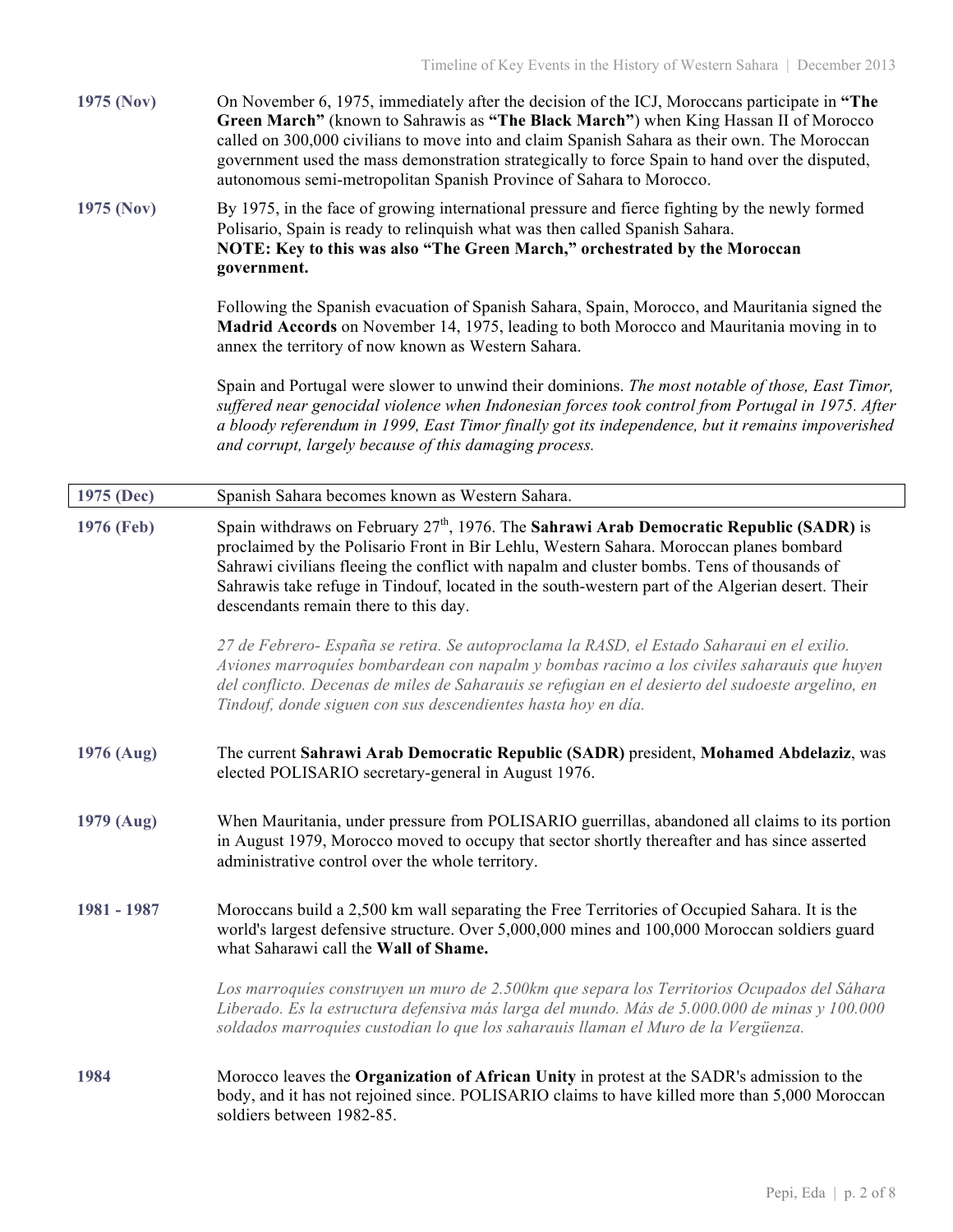**1975 (Nov)** On November 6, 1975, immediately after the decision of the ICJ, Moroccans participate in **"The Green March"** (known to Sahrawis as **"The Black March"**) when King Hassan II of Morocco called on 300,000 civilians to move into and claim Spanish Sahara as their own. The Moroccan government used the mass demonstration strategically to force Spain to hand over the disputed, autonomous semi-metropolitan Spanish Province of Sahara to Morocco.

**1975 (Nov)** By 1975, in the face of growing international pressure and fierce fighting by the newly formed Polisario, Spain is ready to relinquish what was then called Spanish Sahara.
**NOTE: Key to this was also "The Green March," orchestrated by the Moroccan government.**

Following the Spanish evacuation of Spanish Sahara, Spain, Morocco, and Mauritania signed the **Madrid Accords** on November 14, 1975, leading to both Morocco and Mauritania moving in to annex the territory of now known as Western Sahara.

Spain and Portugal were slower to unwind their dominions. *The most notable of those, East Timor, suffered near genocidal violence when Indonesian forces took control from Portugal in 1975. After a bloody referendum in 1999, East Timor finally got its independence, but it remains impoverished and corrupt, largely because of this damaging process.*

| 1975 (Dec) | Spanish Sahara becomes known as Western Sahara. |
|---|---|

**1976 (Feb)** Spain withdraws on February 27th, 1976. The **Sahrawi Arab Democratic Republic (SADR)** is proclaimed by the Polisario Front in Bir Lehlu, Western Sahara. Moroccan planes bombard Sahrawi civilians fleeing the conflict with napalm and cluster bombs. Tens of thousands of Sahrawis take refuge in Tindouf, located in the south-western part of the Algerian desert. Their descendants remain there to this day.

*27 de Febrero- España se retira. Se autoproclama la RASD, el Estado Saharaui en el exilio. Aviones marroquíes bombardean con napalm y bombas racimo a los civiles saharauis que huyen del conflicto. Decenas de miles de Saharauis se refugian en el desierto del sudoeste argelino, en Tindouf, donde siguen con sus descendientes hasta hoy en día.*

**1976 (Aug)** The current **Sahrawi Arab Democratic Republic (SADR)** president, **Mohamed Abdelaziz**, was elected POLISARIO secretary-general in August 1976.

**1979 (Aug)** When Mauritania, under pressure from POLISARIO guerrillas, abandoned all claims to its portion in August 1979, Morocco moved to occupy that sector shortly thereafter and has since asserted administrative control over the whole territory.

**1981 - 1987** Moroccans build a 2,500 km wall separating the Free Territories of Occupied Sahara. It is the world's largest defensive structure. Over 5,000,000 mines and 100,000 Moroccan soldiers guard what Saharawi call the **Wall of Shame.**

*Los marroquíes construyen un muro de 2.500km que separa los Territorios Ocupados del Sáhara Liberado. Es la estructura defensiva más larga del mundo. Más de 5.000.000 de minas y 100.000 soldados marroquíes custodian lo que los saharauis llaman el Muro de la Vergüenza.*

**1984** Morocco leaves the **Organization of African Unity** in protest at the SADR's admission to the body, and it has not rejoined since. POLISARIO claims to have killed more than 5,000 Moroccan soldiers between 1982-85.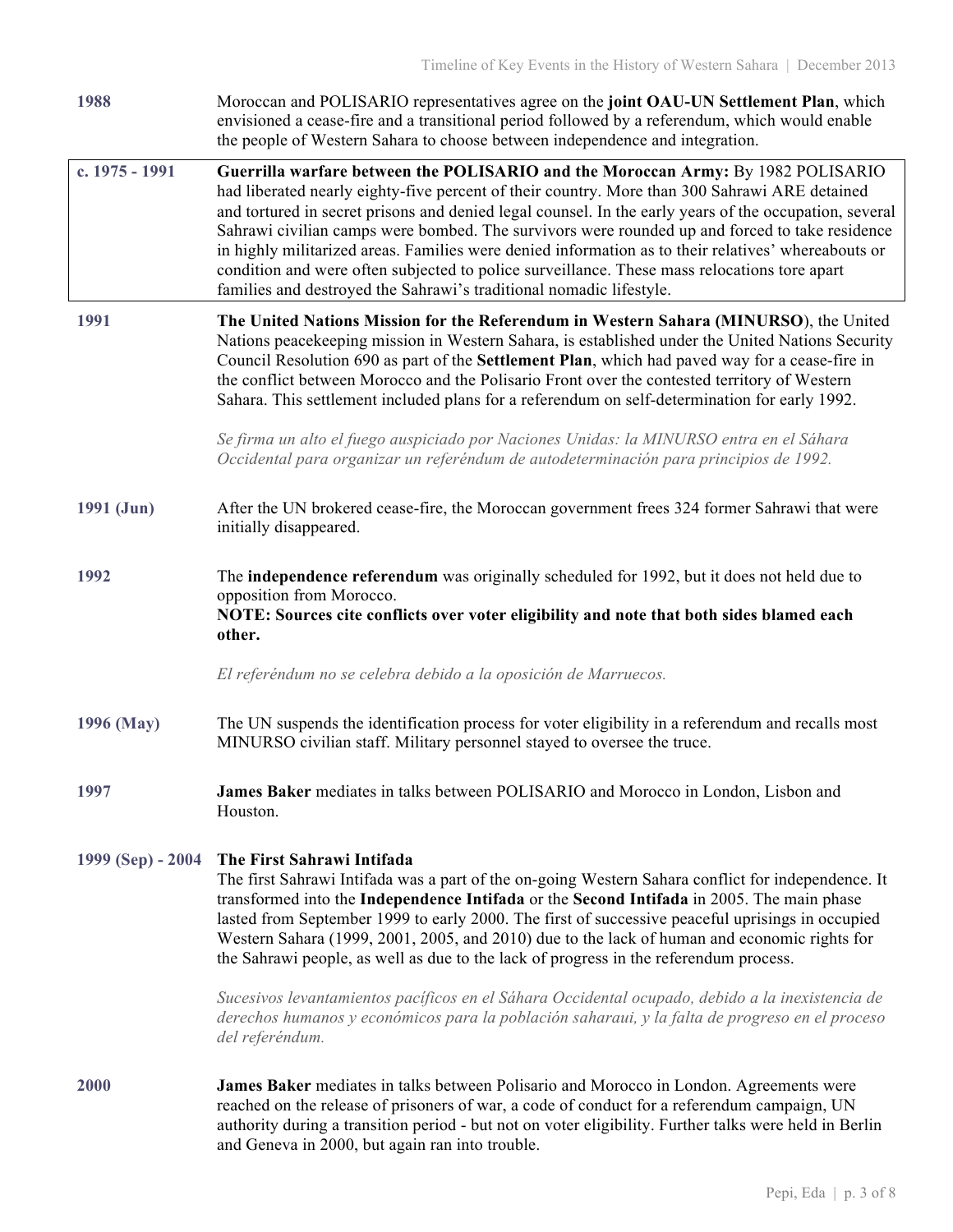| | |
|---|---|
| **1988** | Moroccan and POLISARIO representatives agree on the **joint OAU-UN Settlement Plan**, which envisioned a cease-fire and a transitional period followed by a referendum, which would enable the people of Western Sahara to choose between independence and integration. |
| **c. 1975 - 1991** | **Guerrilla warfare between the POLISARIO and the Moroccan Army:** By 1982 POLISARIO had liberated nearly eighty-five percent of their country. More than 300 Sahrawi ARE detained and tortured in secret prisons and denied legal counsel. In the early years of the occupation, several Sahrawi civilian camps were bombed. The survivors were rounded up and forced to take residence in highly militarized areas. Families were denied information as to their relatives' whereabouts or condition and were often subjected to police surveillance. These mass relocations tore apart families and destroyed the Sahrawi's traditional nomadic lifestyle. |
| **1991** | **The United Nations Mission for the Referendum in Western Sahara (MINURSO**), the United Nations peacekeeping mission in Western Sahara, is established under the United Nations Security Council Resolution 690 as part of the **Settlement Plan**, which had paved way for a cease-fire in the conflict between Morocco and the Polisario Front over the contested territory of Western Sahara. This settlement included plans for a referendum on self-determination for early 1992.<br><br>*Se firma un alto el fuego auspiciado por Naciones Unidas: la MINURSO entra en el Sáhara Occidental para organizar un referéndum de autodeterminación para principios de 1992.* |
| **1991 (Jun)** | After the UN brokered cease-fire, the Moroccan government frees 324 former Sahrawi that were initially disappeared. |
| **1992** | The **independence referendum** was originally scheduled for 1992, but it does not held due to opposition from Morocco.<br>**NOTE: Sources cite conflicts over voter eligibility and note that both sides blamed each other.**<br><br>*El referéndum no se celebra debido a la oposición de Marruecos.* |
| **1996 (May)** | The UN suspends the identification process for voter eligibility in a referendum and recalls most MINURSO civilian staff. Military personnel stayed to oversee the truce. |
| **1997** | **James Baker** mediates in talks between POLISARIO and Morocco in London, Lisbon and Houston. |
| **1999 (Sep) - 2004** | **The First Sahrawi Intifada**<br>The first Sahrawi Intifada was a part of the on-going Western Sahara conflict for independence. It transformed into the **Independence Intifada** or the **Second Intifada** in 2005. The main phase lasted from September 1999 to early 2000. The first of successive peaceful uprisings in occupied Western Sahara (1999, 2001, 2005, and 2010) due to the lack of human and economic rights for the Sahrawi people, as well as due to the lack of progress in the referendum process.<br><br>*Sucesivos levantamientos pacíficos en el Sáhara Occidental ocupado, debido a la inexistencia de derechos humanos y económicos para la población saharaui, y la falta de progreso en el proceso del referéndum.* |
| **2000** | **James Baker** mediates in talks between Polisario and Morocco in London. Agreements were reached on the release of prisoners of war, a code of conduct for a referendum campaign, UN authority during a transition period - but not on voter eligibility. Further talks were held in Berlin and Geneva in 2000, but again ran into trouble. |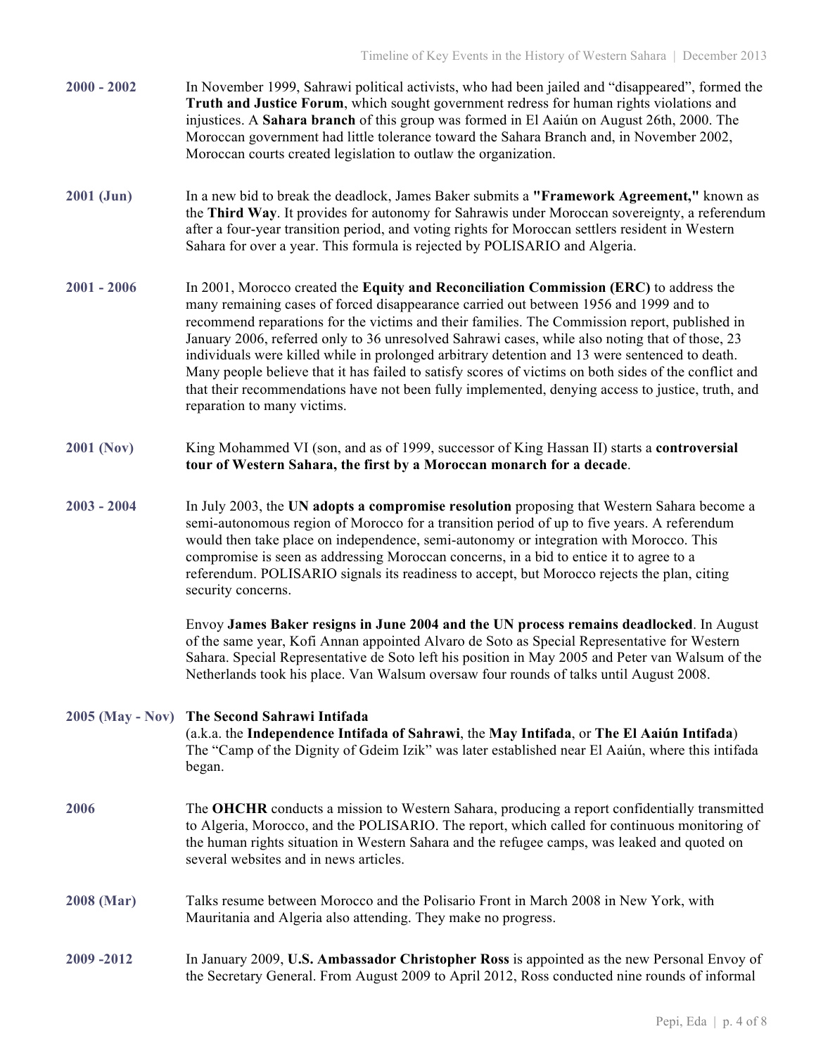| | |
|---|---|
| **2000 - 2002** | In November 1999, Sahrawi political activists, who had been jailed and "disappeared", formed the **Truth and Justice Forum**, which sought government redress for human rights violations and injustices. A **Sahara branch** of this group was formed in El Aaiún on August 26th, 2000. The Moroccan government had little tolerance toward the Sahara Branch and, in November 2002, Moroccan courts created legislation to outlaw the organization. |
| **2001 (Jun)** | In a new bid to break the deadlock, James Baker submits a **"Framework Agreement,"** known as the **Third Way**. It provides for autonomy for Sahrawis under Moroccan sovereignty, a referendum after a four-year transition period, and voting rights for Moroccan settlers resident in Western Sahara for over a year. This formula is rejected by POLISARIO and Algeria. |
| **2001 - 2006** | In 2001, Morocco created the **Equity and Reconciliation Commission (ERC)** to address the many remaining cases of forced disappearance carried out between 1956 and 1999 and to recommend reparations for the victims and their families. The Commission report, published in January 2006, referred only to 36 unresolved Sahrawi cases, while also noting that of those, 23 individuals were killed while in prolonged arbitrary detention and 13 were sentenced to death. Many people believe that it has failed to satisfy scores of victims on both sides of the conflict and that their recommendations have not been fully implemented, denying access to justice, truth, and reparation to many victims. |
| **2001 (Nov)** | King Mohammed VI (son, and as of 1999, successor of King Hassan II) starts a **controversial tour of Western Sahara, the first by a Moroccan monarch for a decade**. |
| **2003 - 2004** | In July 2003, the **UN adopts a compromise resolution** proposing that Western Sahara become a semi-autonomous region of Morocco for a transition period of up to five years. A referendum would then take place on independence, semi-autonomy or integration with Morocco. This compromise is seen as addressing Moroccan concerns, in a bid to entice it to agree to a referendum. POLISARIO signals its readiness to accept, but Morocco rejects the plan, citing security concerns.<br><br>Envoy **James Baker resigns in June 2004 and the UN process remains deadlocked**. In August of the same year, Kofi Annan appointed Alvaro de Soto as Special Representative for Western Sahara. Special Representative de Soto left his position in May 2005 and Peter van Walsum of the Netherlands took his place. Van Walsum oversaw four rounds of talks until August 2008. |
| **2005 (May - Nov)** | **The Second Sahrawi Intifada**<br>(a.k.a. the **Independence Intifada of Sahrawi**, the **May Intifada**, or **The El Aaiún Intifada**)<br>The "Camp of the Dignity of Gdeim Izik" was later established near El Aaiún, where this intifada began. |
| **2006** | The **OHCHR** conducts a mission to Western Sahara, producing a report confidentially transmitted to Algeria, Morocco, and the POLISARIO. The report, which called for continuous monitoring of the human rights situation in Western Sahara and the refugee camps, was leaked and quoted on several websites and in news articles. |
| **2008 (Mar)** | Talks resume between Morocco and the Polisario Front in March 2008 in New York, with Mauritania and Algeria also attending. They make no progress. |
| **2009 -2012** | In January 2009, **U.S. Ambassador Christopher Ross** is appointed as the new Personal Envoy of the Secretary General. From August 2009 to April 2012, Ross conducted nine rounds of informal |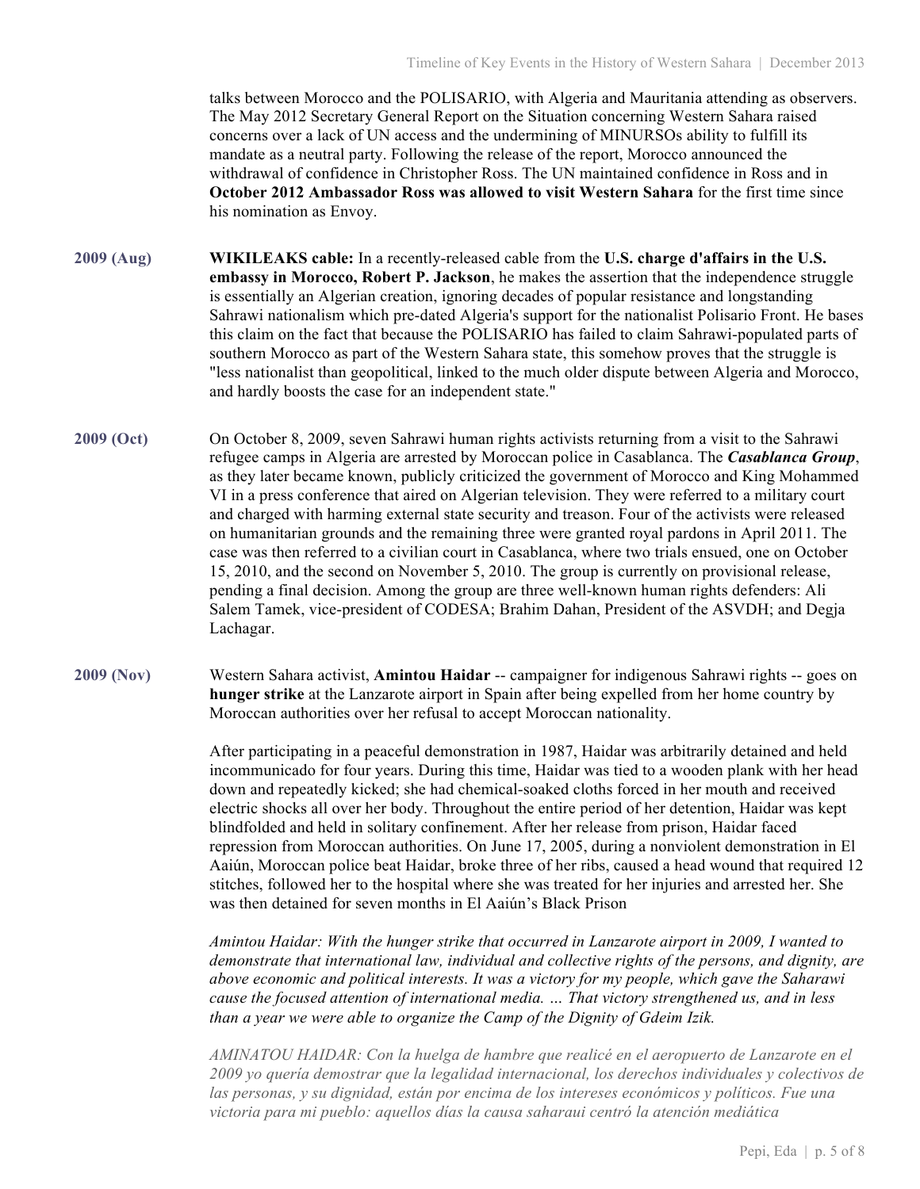talks between Morocco and the POLISARIO, with Algeria and Mauritania attending as observers. The May 2012 Secretary General Report on the Situation concerning Western Sahara raised concerns over a lack of UN access and the undermining of MINURSOs ability to fulfill its mandate as a neutral party. Following the release of the report, Morocco announced the withdrawal of confidence in Christopher Ross. The UN maintained confidence in Ross and in **October 2012 Ambassador Ross was allowed to visit Western Sahara** for the first time since his nomination as Envoy.

**2009 (Aug)** **WIKILEAKS cable:** In a recently-released cable from the **U.S. charge d'affairs in the U.S. embassy in Morocco, Robert P. Jackson**, he makes the assertion that the independence struggle is essentially an Algerian creation, ignoring decades of popular resistance and longstanding Sahrawi nationalism which pre-dated Algeria's support for the nationalist Polisario Front. He bases this claim on the fact that because the POLISARIO has failed to claim Sahrawi-populated parts of southern Morocco as part of the Western Sahara state, this somehow proves that the struggle is "less nationalist than geopolitical, linked to the much older dispute between Algeria and Morocco, and hardly boosts the case for an independent state."

**2009 (Oct)** On October 8, 2009, seven Sahrawi human rights activists returning from a visit to the Sahrawi refugee camps in Algeria are arrested by Moroccan police in Casablanca. The ***Casablanca Group***, as they later became known, publicly criticized the government of Morocco and King Mohammed VI in a press conference that aired on Algerian television. They were referred to a military court and charged with harming external state security and treason. Four of the activists were released on humanitarian grounds and the remaining three were granted royal pardons in April 2011. The case was then referred to a civilian court in Casablanca, where two trials ensued, one on October 15, 2010, and the second on November 5, 2010. The group is currently on provisional release, pending a final decision. Among the group are three well-known human rights defenders: Ali Salem Tamek, vice-president of CODESA; Brahim Dahan, President of the ASVDH; and Degja Lachagar.

**2009 (Nov)** Western Sahara activist, **Amintou Haidar** -- campaigner for indigenous Sahrawi rights -- goes on **hunger strike** at the Lanzarote airport in Spain after being expelled from her home country by Moroccan authorities over her refusal to accept Moroccan nationality.

After participating in a peaceful demonstration in 1987, Haidar was arbitrarily detained and held incommunicado for four years. During this time, Haidar was tied to a wooden plank with her head down and repeatedly kicked; she had chemical-soaked cloths forced in her mouth and received electric shocks all over her body. Throughout the entire period of her detention, Haidar was kept blindfolded and held in solitary confinement. After her release from prison, Haidar faced repression from Moroccan authorities. On June 17, 2005, during a nonviolent demonstration in El Aaiún, Moroccan police beat Haidar, broke three of her ribs, caused a head wound that required 12 stitches, followed her to the hospital where she was treated for her injuries and arrested her. She was then detained for seven months in El Aaiún's Black Prison

*Amintou Haidar: With the hunger strike that occurred in Lanzarote airport in 2009, I wanted to demonstrate that international law, individual and collective rights of the persons, and dignity, are above economic and political interests. It was a victory for my people, which gave the Saharawi cause the focused attention of international media. … That victory strengthened us, and in less than a year we were able to organize the Camp of the Dignity of Gdeim Izik.*

*AMINATOU HAIDAR: Con la huelga de hambre que realicé en el aeropuerto de Lanzarote en el 2009 yo quería demostrar que la legalidad internacional, los derechos individuales y colectivos de las personas, y su dignidad, están por encima de los intereses económicos y políticos. Fue una victoria para mi pueblo: aquellos días la causa saharaui centró la atención mediática*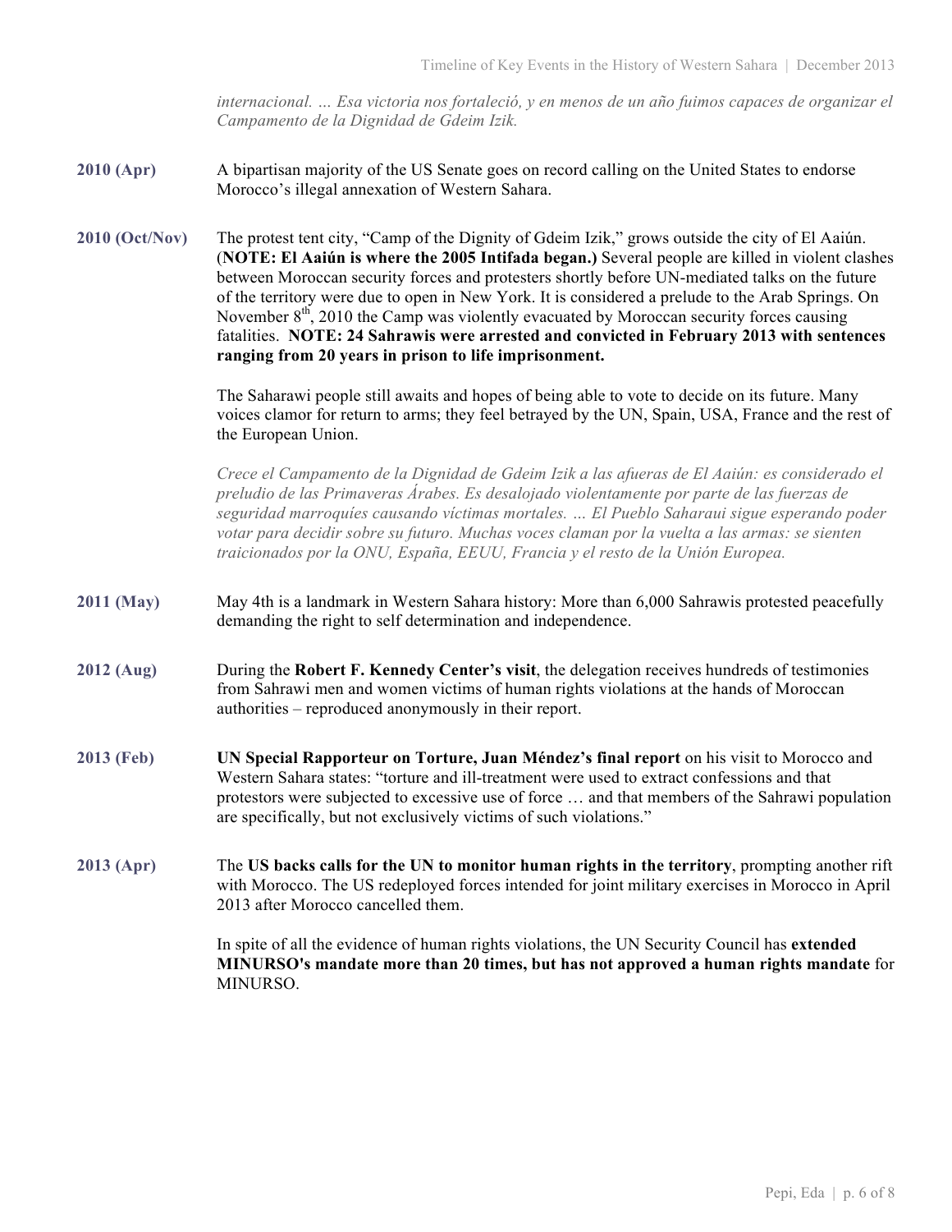*internacional. … Esa victoria nos fortaleció, y en menos de un año fuimos capaces de organizar el Campamento de la Dignidad de Gdeim Izik.*

**2010 (Apr)** A bipartisan majority of the US Senate goes on record calling on the United States to endorse Morocco's illegal annexation of Western Sahara.

**2010 (Oct/Nov)** The protest tent city, "Camp of the Dignity of Gdeim Izik," grows outside the city of El Aaiún. (**NOTE: El Aaiún is where the 2005 Intifada began.)** Several people are killed in violent clashes between Moroccan security forces and protesters shortly before UN-mediated talks on the future of the territory were due to open in New York. It is considered a prelude to the Arab Springs. On November 8th, 2010 the Camp was violently evacuated by Moroccan security forces causing fatalities. **NOTE: 24 Sahrawis were arrested and convicted in February 2013 with sentences ranging from 20 years in prison to life imprisonment.**

The Saharawi people still awaits and hopes of being able to vote to decide on its future. Many voices clamor for return to arms; they feel betrayed by the UN, Spain, USA, France and the rest of the European Union.

*Crece el Campamento de la Dignidad de Gdeim Izik a las afueras de El Aaiún: es considerado el preludio de las Primaveras Árabes. Es desalojado violentamente por parte de las fuerzas de seguridad marroquíes causando víctimas mortales. … El Pueblo Saharaui sigue esperando poder votar para decidir sobre su futuro. Muchas voces claman por la vuelta a las armas: se sienten traicionados por la ONU, España, EEUU, Francia y el resto de la Unión Europea.*

**2011 (May)** May 4th is a landmark in Western Sahara history: More than 6,000 Sahrawis protested peacefully demanding the right to self determination and independence.

**2012 (Aug)** During the **Robert F. Kennedy Center's visit**, the delegation receives hundreds of testimonies from Sahrawi men and women victims of human rights violations at the hands of Moroccan authorities – reproduced anonymously in their report.

**2013 (Feb)** **UN Special Rapporteur on Torture, Juan Méndez's final report** on his visit to Morocco and Western Sahara states: "torture and ill-treatment were used to extract confessions and that protestors were subjected to excessive use of force … and that members of the Sahrawi population are specifically, but not exclusively victims of such violations."

**2013 (Apr)** The **US backs calls for the UN to monitor human rights in the territory**, prompting another rift with Morocco. The US redeployed forces intended for joint military exercises in Morocco in April 2013 after Morocco cancelled them.

In spite of all the evidence of human rights violations, the UN Security Council has **extended MINURSO's mandate more than 20 times, but has not approved a human rights mandate** for MINURSO.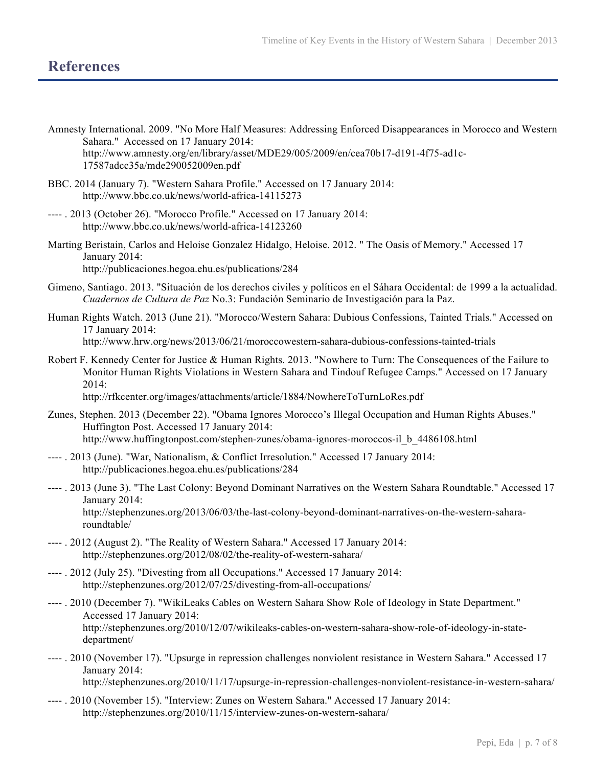# References

Amnesty International. 2009. "No More Half Measures: Addressing Enforced Disappearances in Morocco and Western Sahara." Accessed on 17 January 2014: http://www.amnesty.org/en/library/asset/MDE29/005/2009/en/cea70b17-d191-4f75-ad1c-17587adcc35a/mde290052009en.pdf

BBC. 2014 (January 7). "Western Sahara Profile." Accessed on 17 January 2014: http://www.bbc.co.uk/news/world-africa-14115273

---- . 2013 (October 26). "Morocco Profile." Accessed on 17 January 2014: http://www.bbc.co.uk/news/world-africa-14123260

Marting Beristain, Carlos and Heloise Gonzalez Hidalgo, Heloise. 2012. " The Oasis of Memory." Accessed 17 January 2014: http://publicaciones.hegoa.ehu.es/publications/284

Gimeno, Santiago. 2013. "Situación de los derechos civiles y políticos en el Sáhara Occidental: de 1999 a la actualidad. *Cuadernos de Cultura de Paz* No.3: Fundación Seminario de Investigación para la Paz.

Human Rights Watch. 2013 (June 21). "Morocco/Western Sahara: Dubious Confessions, Tainted Trials." Accessed on 17 January 2014: http://www.hrw.org/news/2013/06/21/moroccowestern-sahara-dubious-confessions-tainted-trials

Robert F. Kennedy Center for Justice & Human Rights. 2013. "Nowhere to Turn: The Consequences of the Failure to Monitor Human Rights Violations in Western Sahara and Tindouf Refugee Camps." Accessed on 17 January 2014: http://rfkcenter.org/images/attachments/article/1884/NowhereToTurnLoRes.pdf

Zunes, Stephen. 2013 (December 22). "Obama Ignores Morocco's Illegal Occupation and Human Rights Abuses." Huffington Post. Accessed 17 January 2014: http://www.huffingtonpost.com/stephen-zunes/obama-ignores-moroccos-il_b_4486108.html

---- . 2013 (June). "War, Nationalism, & Conflict Irresolution." Accessed 17 January 2014: http://publicaciones.hegoa.ehu.es/publications/284

---- . 2013 (June 3). "The Last Colony: Beyond Dominant Narratives on the Western Sahara Roundtable." Accessed 17 January 2014: http://stephenzunes.org/2013/06/03/the-last-colony-beyond-dominant-narratives-on-the-western-sahara-roundtable/

---- . 2012 (August 2). "The Reality of Western Sahara." Accessed 17 January 2014: http://stephenzunes.org/2012/08/02/the-reality-of-western-sahara/

---- . 2012 (July 25). "Divesting from all Occupations." Accessed 17 January 2014: http://stephenzunes.org/2012/07/25/divesting-from-all-occupations/

---- . 2010 (December 7). "WikiLeaks Cables on Western Sahara Show Role of Ideology in State Department." Accessed 17 January 2014: http://stephenzunes.org/2010/12/07/wikileaks-cables-on-western-sahara-show-role-of-ideology-in-state-department/

---- . 2010 (November 17). "Upsurge in repression challenges nonviolent resistance in Western Sahara." Accessed 17 January 2014: http://stephenzunes.org/2010/11/17/upsurge-in-repression-challenges-nonviolent-resistance-in-western-sahara/

---- . 2010 (November 15). "Interview: Zunes on Western Sahara." Accessed 17 January 2014: http://stephenzunes.org/2010/11/15/interview-zunes-on-western-sahara/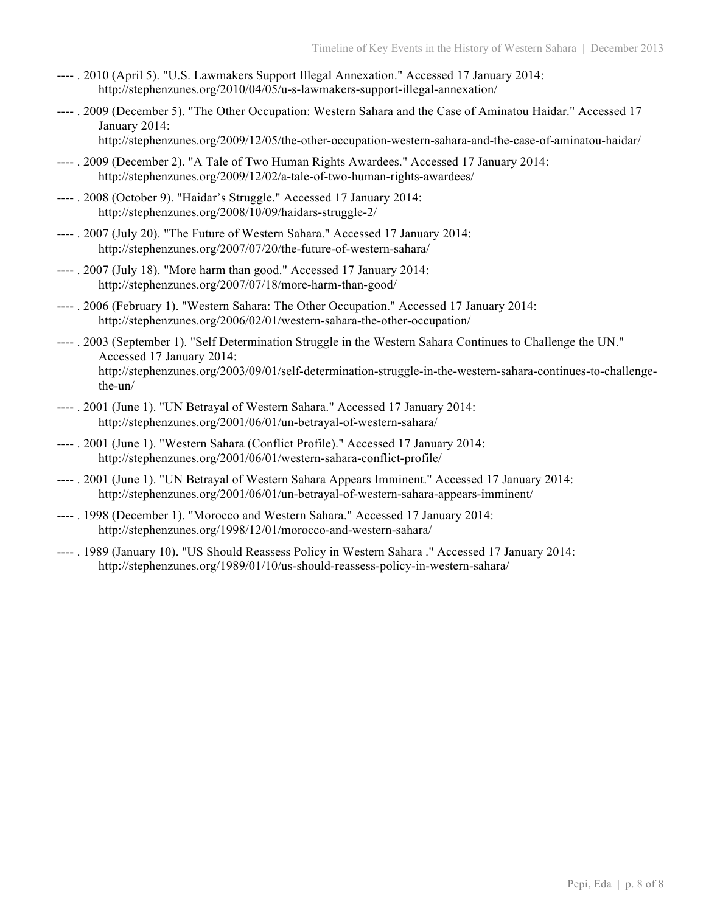---- . 2010 (April 5). "U.S. Lawmakers Support Illegal Annexation." Accessed 17 January 2014: http://stephenzunes.org/2010/04/05/u-s-lawmakers-support-illegal-annexation/

---- . 2009 (December 5). "The Other Occupation: Western Sahara and the Case of Aminatou Haidar." Accessed 17 January 2014: http://stephenzunes.org/2009/12/05/the-other-occupation-western-sahara-and-the-case-of-aminatou-haidar/

---- . 2009 (December 2). "A Tale of Two Human Rights Awardees." Accessed 17 January 2014: http://stephenzunes.org/2009/12/02/a-tale-of-two-human-rights-awardees/

---- . 2008 (October 9). "Haidar's Struggle." Accessed 17 January 2014: http://stephenzunes.org/2008/10/09/haidars-struggle-2/

---- . 2007 (July 20). "The Future of Western Sahara." Accessed 17 January 2014: http://stephenzunes.org/2007/07/20/the-future-of-western-sahara/

---- . 2007 (July 18). "More harm than good." Accessed 17 January 2014: http://stephenzunes.org/2007/07/18/more-harm-than-good/

---- . 2006 (February 1). "Western Sahara: The Other Occupation." Accessed 17 January 2014: http://stephenzunes.org/2006/02/01/western-sahara-the-other-occupation/

---- . 2003 (September 1). "Self Determination Struggle in the Western Sahara Continues to Challenge the UN." Accessed 17 January 2014: http://stephenzunes.org/2003/09/01/self-determination-struggle-in-the-western-sahara-continues-to-challenge-the-un/

---- . 2001 (June 1). "UN Betrayal of Western Sahara." Accessed 17 January 2014: http://stephenzunes.org/2001/06/01/un-betrayal-of-western-sahara/

---- . 2001 (June 1). "Western Sahara (Conflict Profile)." Accessed 17 January 2014: http://stephenzunes.org/2001/06/01/western-sahara-conflict-profile/

---- . 2001 (June 1). "UN Betrayal of Western Sahara Appears Imminent." Accessed 17 January 2014: http://stephenzunes.org/2001/06/01/un-betrayal-of-western-sahara-appears-imminent/

---- . 1998 (December 1). "Morocco and Western Sahara." Accessed 17 January 2014: http://stephenzunes.org/1998/12/01/morocco-and-western-sahara/

---- . 1989 (January 10). "US Should Reassess Policy in Western Sahara ." Accessed 17 January 2014: http://stephenzunes.org/1989/01/10/us-should-reassess-policy-in-western-sahara/